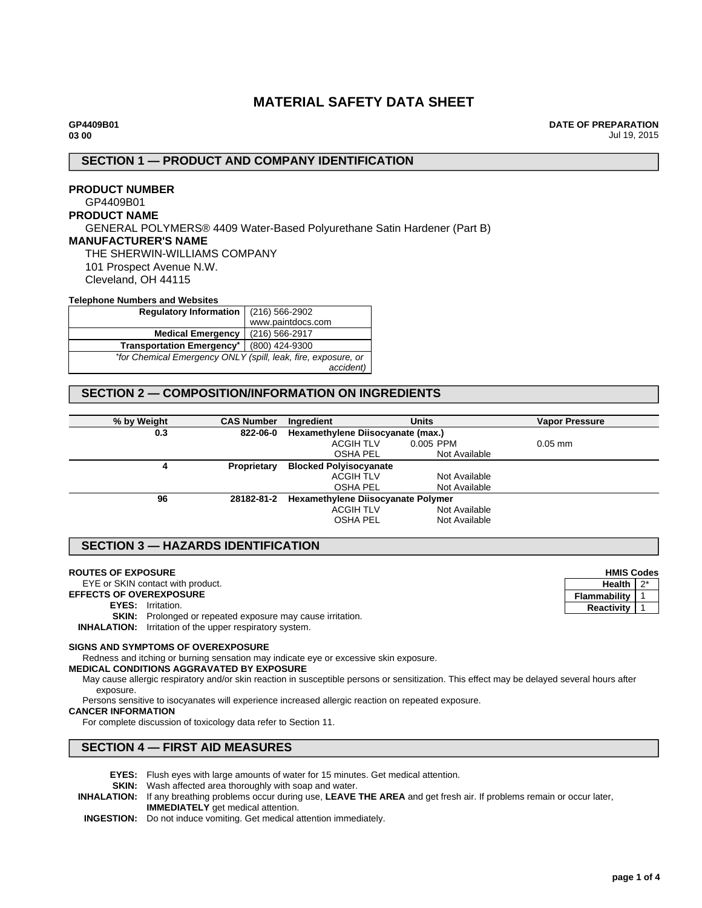# MATERIAL SAFETY DATA SHEET

**GP4409B01**
**03 00**

**DATE OF PREPARATION**
Jul 19, 2015

## SECTION 1 — PRODUCT AND COMPANY IDENTIFICATION

**PRODUCT NUMBER**
GP4409B01

**PRODUCT NAME**
GENERAL POLYMERS® 4409 Water-Based Polyurethane Satin Hardener (Part B)

**MANUFACTURER'S NAME**
THE SHERWIN-WILLIAMS COMPANY
101 Prospect Avenue N.W.
Cleveland, OH 44115

**Telephone Numbers and Websites**

| | |
|---|---|
| **Regulatory Information** | (216) 566-2902<br>www.paintdocs.com |
| **Medical Emergency** | (216) 566-2917 |
| **Transportation Emergency*** | (800) 424-9300 |
| *\*for Chemical Emergency ONLY (spill, leak, fire, exposure, or accident)* | |

## SECTION 2 — COMPOSITION/INFORMATION ON INGREDIENTS

| % by Weight | CAS Number | Ingredient | Units | Vapor Pressure |
|---|---|---|---|---|
| 0.3 | 822-06-0 | **Hexamethylene Diisocyanate (max.)** | | |
| | | ACGIH TLV | 0.005 PPM | 0.05 mm |
| | | OSHA PEL | Not Available | |
| 4 | Proprietary | **Blocked Polyisocyanate** | | |
| | | ACGIH TLV | Not Available | |
| | | OSHA PEL | Not Available | |
| 96 | 28182-81-2 | **Hexamethylene Diisocyanate Polymer** | | |
| | | ACGIH TLV | Not Available | |
| | | OSHA PEL | Not Available | |

## SECTION 3 — HAZARDS IDENTIFICATION

**HMIS Codes**

| | |
|---|---|
| **Health** | 2* |
| **Flammability** | 1 |
| **Reactivity** | 1 |

**ROUTES OF EXPOSURE**
EYE or SKIN contact with product.

**EFFECTS OF OVEREXPOSURE**
**EYES:** Irritation.
**SKIN:** Prolonged or repeated exposure may cause irritation.
**INHALATION:** Irritation of the upper respiratory system.

**SIGNS AND SYMPTOMS OF OVEREXPOSURE**
Redness and itching or burning sensation may indicate eye or excessive skin exposure.

**MEDICAL CONDITIONS AGGRAVATED BY EXPOSURE**
May cause allergic respiratory and/or skin reaction in susceptible persons or sensitization. This effect may be delayed several hours after exposure.
Persons sensitive to isocyanates will experience increased allergic reaction on repeated exposure.

**CANCER INFORMATION**
For complete discussion of toxicology data refer to Section 11.

## SECTION 4 — FIRST AID MEASURES

**EYES:** Flush eyes with large amounts of water for 15 minutes. Get medical attention.
**SKIN:** Wash affected area thoroughly with soap and water.
**INHALATION:** If any breathing problems occur during use, **LEAVE THE AREA** and get fresh air. If problems remain or occur later, **IMMEDIATELY** get medical attention.
**INGESTION:** Do not induce vomiting. Get medical attention immediately.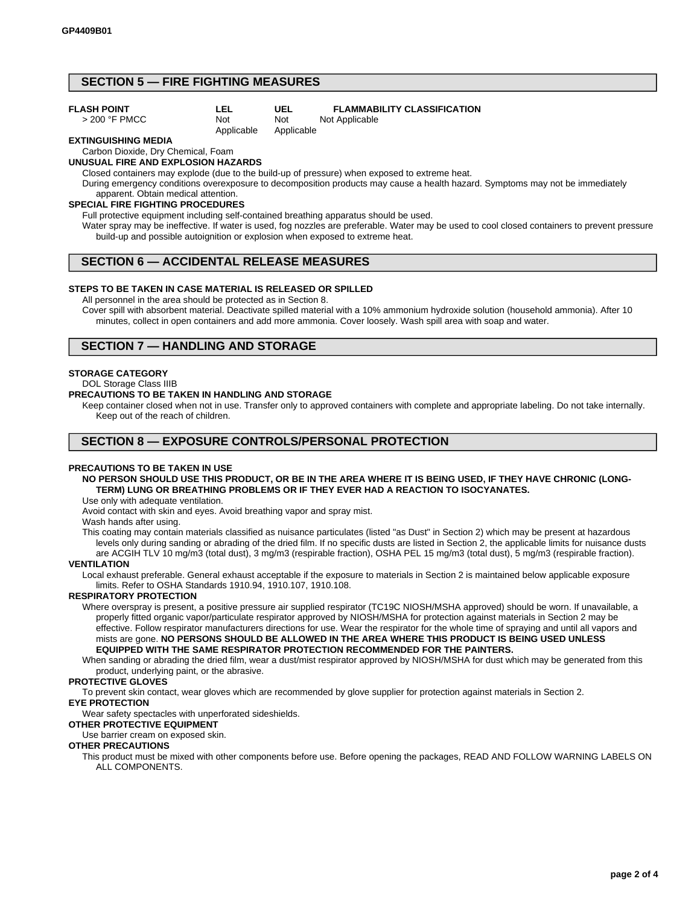## SECTION 5 — FIRE FIGHTING MEASURES

| FLASH POINT | LEL | UEL | FLAMMABILITY CLASSIFICATION |
|---|---|---|---|
| > 200 °F PMCC | Not Applicable | Not Applicable | Not Applicable |

**EXTINGUISHING MEDIA**

Carbon Dioxide, Dry Chemical, Foam

**UNUSUAL FIRE AND EXPLOSION HAZARDS**

Closed containers may explode (due to the build-up of pressure) when exposed to extreme heat.

During emergency conditions overexposure to decomposition products may cause a health hazard. Symptoms may not be immediately apparent. Obtain medical attention.

**SPECIAL FIRE FIGHTING PROCEDURES**

Full protective equipment including self-contained breathing apparatus should be used.

Water spray may be ineffective. If water is used, fog nozzles are preferable. Water may be used to cool closed containers to prevent pressure build-up and possible autoignition or explosion when exposed to extreme heat.

## SECTION 6 — ACCIDENTAL RELEASE MEASURES

**STEPS TO BE TAKEN IN CASE MATERIAL IS RELEASED OR SPILLED**

All personnel in the area should be protected as in Section 8.

Cover spill with absorbent material. Deactivate spilled material with a 10% ammonium hydroxide solution (household ammonia). After 10 minutes, collect in open containers and add more ammonia. Cover loosely. Wash spill area with soap and water.

## SECTION 7 — HANDLING AND STORAGE

**STORAGE CATEGORY**

DOL Storage Class IIIB

**PRECAUTIONS TO BE TAKEN IN HANDLING AND STORAGE**

Keep container closed when not in use. Transfer only to approved containers with complete and appropriate labeling. Do not take internally. Keep out of the reach of children.

## SECTION 8 — EXPOSURE CONTROLS/PERSONAL PROTECTION

**PRECAUTIONS TO BE TAKEN IN USE**

**NO PERSON SHOULD USE THIS PRODUCT, OR BE IN THE AREA WHERE IT IS BEING USED, IF THEY HAVE CHRONIC (LONG-TERM) LUNG OR BREATHING PROBLEMS OR IF THEY EVER HAD A REACTION TO ISOCYANATES.**

Use only with adequate ventilation.

Avoid contact with skin and eyes. Avoid breathing vapor and spray mist.

Wash hands after using.

This coating may contain materials classified as nuisance particulates (listed "as Dust" in Section 2) which may be present at hazardous levels only during sanding or abrading of the dried film. If no specific dusts are listed in Section 2, the applicable limits for nuisance dusts are ACGIH TLV 10 mg/m3 (total dust), 3 mg/m3 (respirable fraction), OSHA PEL 15 mg/m3 (total dust), 5 mg/m3 (respirable fraction).

**VENTILATION**

Local exhaust preferable. General exhaust acceptable if the exposure to materials in Section 2 is maintained below applicable exposure limits. Refer to OSHA Standards 1910.94, 1910.107, 1910.108.

**RESPIRATORY PROTECTION**

Where overspray is present, a positive pressure air supplied respirator (TC19C NIOSH/MSHA approved) should be worn. If unavailable, a properly fitted organic vapor/particulate respirator approved by NIOSH/MSHA for protection against materials in Section 2 may be effective. Follow respirator manufacturers directions for use. Wear the respirator for the whole time of spraying and until all vapors and mists are gone. **NO PERSONS SHOULD BE ALLOWED IN THE AREA WHERE THIS PRODUCT IS BEING USED UNLESS EQUIPPED WITH THE SAME RESPIRATOR PROTECTION RECOMMENDED FOR THE PAINTERS.**

When sanding or abrading the dried film, wear a dust/mist respirator approved by NIOSH/MSHA for dust which may be generated from this product, underlying paint, or the abrasive.

**PROTECTIVE GLOVES**

To prevent skin contact, wear gloves which are recommended by glove supplier for protection against materials in Section 2.

**EYE PROTECTION**

Wear safety spectacles with unperforated sideshields.

**OTHER PROTECTIVE EQUIPMENT**

Use barrier cream on exposed skin.

**OTHER PRECAUTIONS**

This product must be mixed with other components before use. Before opening the packages, READ AND FOLLOW WARNING LABELS ON ALL COMPONENTS.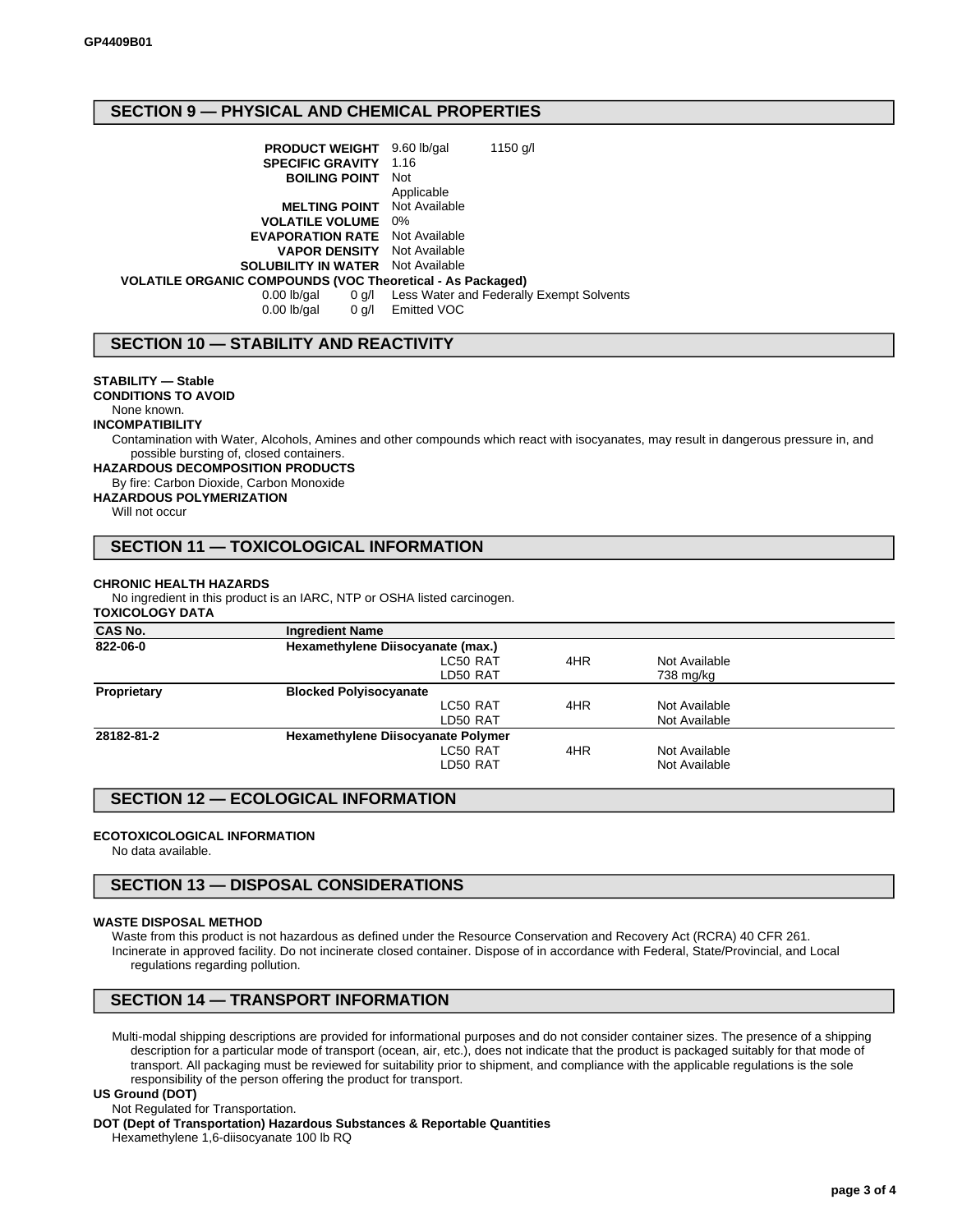## SECTION 9 — PHYSICAL AND CHEMICAL PROPERTIES

| | | |
|---|---|---|
| **PRODUCT WEIGHT** | 9.60 lb/gal | 1150 g/l |
| **SPECIFIC GRAVITY** | 1.16 | |
| **BOILING POINT** | Not Applicable | |
| **MELTING POINT** | Not Available | |
| **VOLATILE VOLUME** | 0% | |
| **EVAPORATION RATE** | Not Available | |
| **VAPOR DENSITY** | Not Available | |
| **SOLUBILITY IN WATER** | Not Available | |

**VOLATILE ORGANIC COMPOUNDS (VOC Theoretical - As Packaged)**

| | | |
|---|---|---|
| 0.00 lb/gal | 0 g/l | Less Water and Federally Exempt Solvents |
| 0.00 lb/gal | 0 g/l | Emitted VOC |

## SECTION 10 — STABILITY AND REACTIVITY

**STABILITY — Stable**

**CONDITIONS TO AVOID**

None known.

**INCOMPATIBILITY**

Contamination with Water, Alcohols, Amines and other compounds which react with isocyanates, may result in dangerous pressure in, and possible bursting of, closed containers.

**HAZARDOUS DECOMPOSITION PRODUCTS**

By fire: Carbon Dioxide, Carbon Monoxide

**HAZARDOUS POLYMERIZATION**

Will not occur

## SECTION 11 — TOXICOLOGICAL INFORMATION

**CHRONIC HEALTH HAZARDS**

No ingredient in this product is an IARC, NTP or OSHA listed carcinogen.

**TOXICOLOGY DATA**

| CAS No. | Ingredient Name | | | |
|---|---|---|---|---|
| 822-06-0 | Hexamethylene Diisocyanate (max.) | | | |
| | | LC50 RAT | 4HR | Not Available |
| | | LD50 RAT | | 738 mg/kg |
| Proprietary | Blocked Polyisocyanate | | | |
| | | LC50 RAT | 4HR | Not Available |
| | | LD50 RAT | | Not Available |
| 28182-81-2 | Hexamethylene Diisocyanate Polymer | | | |
| | | LC50 RAT | 4HR | Not Available |
| | | LD50 RAT | | Not Available |

## SECTION 12 — ECOLOGICAL INFORMATION

**ECOTOXICOLOGICAL INFORMATION**

No data available.

## SECTION 13 — DISPOSAL CONSIDERATIONS

**WASTE DISPOSAL METHOD**

Waste from this product is not hazardous as defined under the Resource Conservation and Recovery Act (RCRA) 40 CFR 261.

Incinerate in approved facility. Do not incinerate closed container. Dispose of in accordance with Federal, State/Provincial, and Local regulations regarding pollution.

## SECTION 14 — TRANSPORT INFORMATION

Multi-modal shipping descriptions are provided for informational purposes and do not consider container sizes. The presence of a shipping description for a particular mode of transport (ocean, air, etc.), does not indicate that the product is packaged suitably for that mode of transport. All packaging must be reviewed for suitability prior to shipment, and compliance with the applicable regulations is the sole responsibility of the person offering the product for transport.

**US Ground (DOT)**

Not Regulated for Transportation.

**DOT (Dept of Transportation) Hazardous Substances & Reportable Quantities**

Hexamethylene 1,6-diisocyanate 100 lb RQ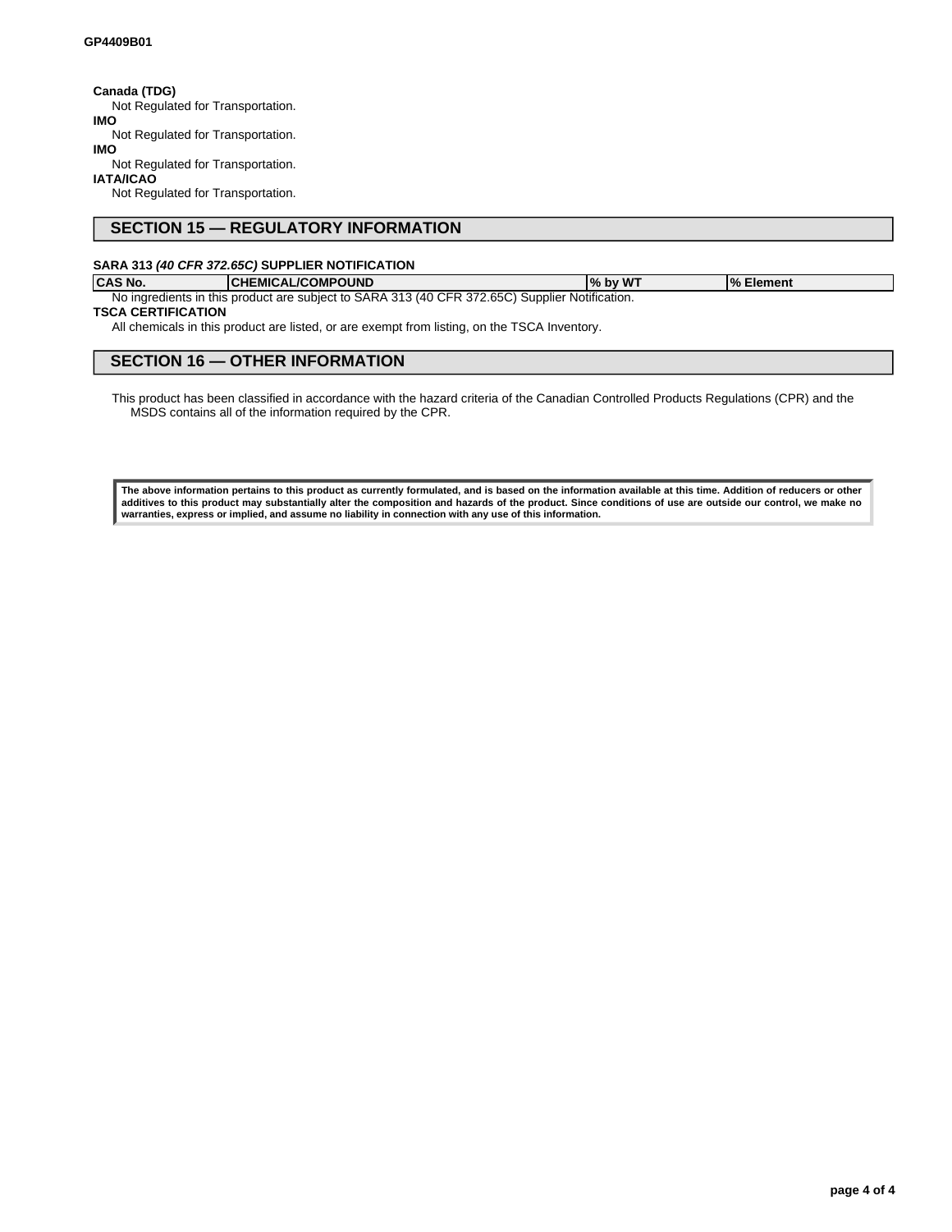**Canada (TDG)**

Not Regulated for Transportation.

**IMO**

Not Regulated for Transportation.

**IMO**

Not Regulated for Transportation.

**IATA/ICAO**

Not Regulated for Transportation.

## SECTION 15 — REGULATORY INFORMATION

**SARA 313** ***(40 CFR 372.65C)*** **SUPPLIER NOTIFICATION**

| CAS No. | CHEMICAL/COMPOUND | % by WT | % Element |
|---|---|---|---|

No ingredients in this product are subject to SARA 313 (40 CFR 372.65C) Supplier Notification.

**TSCA CERTIFICATION**

All chemicals in this product are listed, or are exempt from listing, on the TSCA Inventory.

## SECTION 16 — OTHER INFORMATION

This product has been classified in accordance with the hazard criteria of the Canadian Controlled Products Regulations (CPR) and the MSDS contains all of the information required by the CPR.

**The above information pertains to this product as currently formulated, and is based on the information available at this time. Addition of reducers or other additives to this product may substantially alter the composition and hazards of the product. Since conditions of use are outside our control, we make no warranties, express or implied, and assume no liability in connection with any use of this information.**